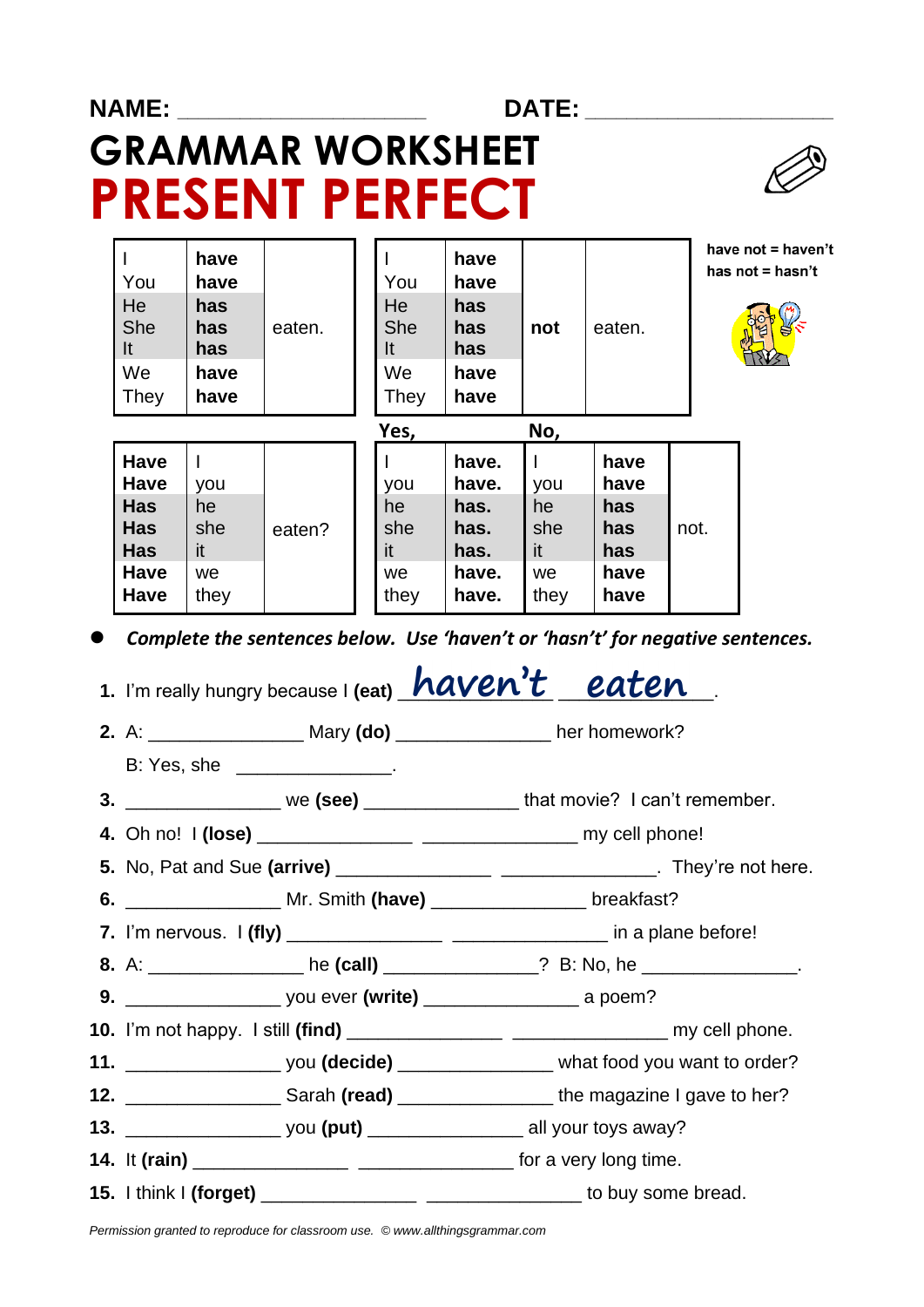NAME: ____________________ DATE: ____________________

# GRAMMAR WORKSHEET

# PRESENT PERFECT

| | | |
|---|---|---|
| I | **have** | eaten. |
| You | **have** | |
| He | **has** | |
| She | **has** | |
| It | **has** | |
| We | **have** | |
| They | **have** | |

| | | | |
|---|---|---|---|
| I | **have** | **not** | eaten. |
| You | **have** | | |
| He | **has** | | |
| She | **has** | | |
| It | **has** | | |
| We | **have** | | |
| They | **have** | | |

**have not = haven't**
**has not = hasn't**

| | | |
|---|---|---|
| **Have** | I | eaten? |
| **Have** | you | |
| **Has** | he | |
| **Has** | she | |
| **Has** | it | |
| **Have** | we | |
| **Have** | they | |

| Yes, | | No, | | |
|---|---|---|---|---|
| I | **have.** | I | **have** | not. |
| you | **have.** | you | **have** | |
| he | **has.** | he | **has** | |
| she | **has.** | she | **has** | |
| it | **has.** | it | **has** | |
| we | **have.** | we | **have** | |
| they | **have.** | they | **have** | |

- ***Complete the sentences below. Use 'haven't or 'hasn't' for negative sentences.***

1. I'm really hungry because I **(eat)** _haven't_ _eaten_.
2. A: ______________ Mary **(do)** ______________ her homework?
   B: Yes, she ______________.
3. ______________ we **(see)** ______________ that movie? I can't remember.
4. Oh no! I **(lose)** ______________ ______________ my cell phone!
5. No, Pat and Sue **(arrive)** ______________ ______________. They're not here.
6. ______________ Mr. Smith **(have)** ______________ breakfast?
7. I'm nervous. I **(fly)** ______________ ______________ in a plane before!
8. A: ______________ he **(call)** ______________? B: No, he ______________.
9. ______________ you ever **(write)** ______________ a poem?
10. I'm not happy. I still **(find)** ______________ ______________ my cell phone.
11. ______________ you **(decide)** ______________ what food you want to order?
12. ______________ Sarah **(read)** ______________ the magazine I gave to her?
13. ______________ you **(put)** ______________ all your toys away?
14. It **(rain)** ______________ ______________ for a very long time.
15. I think I **(forget)** ______________ ______________ to buy some bread.

*Permission granted to reproduce for classroom use. © www.allthingsgrammar.com*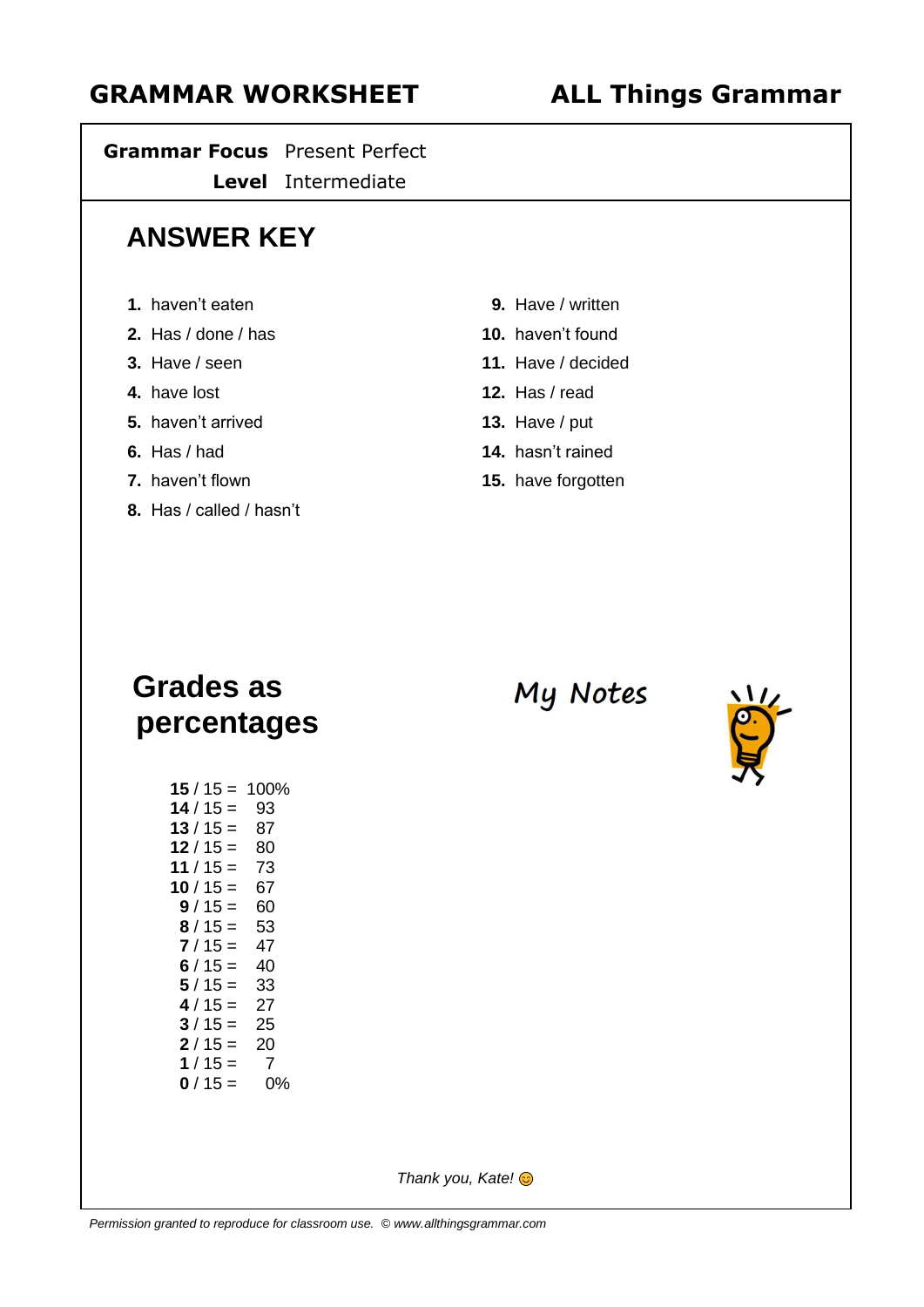## GRAMMAR WORKSHEET

## ALL Things Grammar

**Grammar Focus** Present Perfect
**Level** Intermediate

# ANSWER KEY

1. haven't eaten
2. Has / done / has
3. Have / seen
4. have lost
5. haven't arrived
6. Has / had
7. haven't flown
8. Has / called / hasn't
9. Have / written
10. haven't found
11. Have / decided
12. Has / read
13. Have / put
14. hasn't rained
15. have forgotten

## Grades as percentages

**15** / 15 = 100%
**14** / 15 = 93
**13** / 15 = 87
**12** / 15 = 80
**11** / 15 = 73
**10** / 15 = 67
**9** / 15 = 60
**8** / 15 = 53
**7** / 15 = 47
**6** / 15 = 40
**5** / 15 = 33
**4** / 15 = 27
**3** / 15 = 25
**2** / 15 = 20
**1** / 15 = 7
**0** / 15 = 0%

## My Notes

*Thank you, Kate!* 😊

*Permission granted to reproduce for classroom use. © www.allthingsgrammar.com*